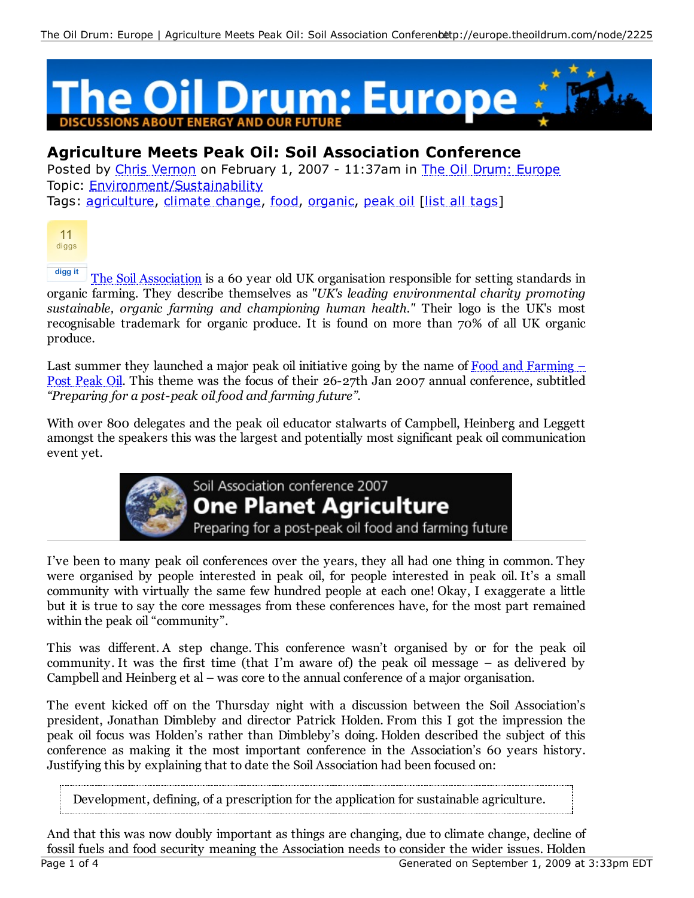# Agriculture Meets Peak Oil: Soil Association Conference

Posted by Chris Vernon on February 1, 2007 - 11:37am in The Oil Drum: Europe
Topic: Environment/Sustainability
Tags: agriculture, climate change, food, organic, peak oil [list all tags]

The Soil Association is a 60 year old UK organisation responsible for setting standards in organic farming. They describe themselves as *"UK's leading environmental charity promoting sustainable, organic farming and championing human health."* Their logo is the UK's most recognisable trademark for organic produce. It is found on more than 70% of all UK organic produce.

Last summer they launched a major peak oil initiative going by the name of Food and Farming – Post Peak Oil. This theme was the focus of their 26-27th Jan 2007 annual conference, subtitled *"Preparing for a post-peak oil food and farming future".*

With over 800 delegates and the peak oil educator stalwarts of Campbell, Heinberg and Leggett amongst the speakers this was the largest and potentially most significant peak oil communication event yet.

Soil Association conference 2007
**One Planet Agriculture**
Preparing for a post-peak oil food and farming future

I've been to many peak oil conferences over the years, they all had one thing in common. They were organised by people interested in peak oil, for people interested in peak oil. It's a small community with virtually the same few hundred people at each one! Okay, I exaggerate a little but it is true to say the core messages from these conferences have, for the most part remained within the peak oil "community".

This was different. A step change. This conference wasn't organised by or for the peak oil community. It was the first time (that I'm aware of) the peak oil message – as delivered by Campbell and Heinberg et al – was core to the annual conference of a major organisation.

The event kicked off on the Thursday night with a discussion between the Soil Association's president, Jonathan Dimbleby and director Patrick Holden. From this I got the impression the peak oil focus was Holden's rather than Dimbleby's doing. Holden described the subject of this conference as making it the most important conference in the Association's 60 years history. Justifying this by explaining that to date the Soil Association had been focused on:

> Development, defining, of a prescription for the application for sustainable agriculture.

And that this was now doubly important as things are changing, due to climate change, decline of fossil fuels and food security meaning the Association needs to consider the wider issues. Holden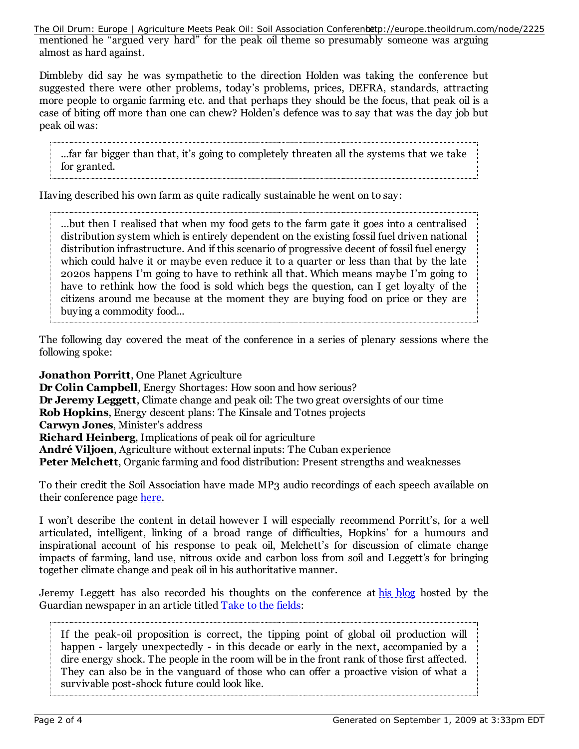mentioned he “argued very hard” for the peak oil theme so presumably someone was arguing almost as hard against.

Dimbleby did say he was sympathetic to the direction Holden was taking the conference but suggested there were other problems, today’s problems, prices, DEFRA, standards, attracting more people to organic farming etc. and that perhaps they should be the focus, that peak oil is a case of biting off more than one can chew? Holden’s defence was to say that was the day job but peak oil was:

> ...far far bigger than that, it’s going to completely threaten all the systems that we take for granted.

Having described his own farm as quite radically sustainable he went on to say:

> ...but then I realised that when my food gets to the farm gate it goes into a centralised distribution system which is entirely dependent on the existing fossil fuel driven national distribution infrastructure. And if this scenario of progressive decent of fossil fuel energy which could halve it or maybe even reduce it to a quarter or less than that by the late 2020s happens I’m going to have to rethink all that. Which means maybe I’m going to have to rethink how the food is sold which begs the question, can I get loyalty of the citizens around me because at the moment they are buying food on price or they are buying a commodity food...

The following day covered the meat of the conference in a series of plenary sessions where the following spoke:

**Jonathon Porritt**, One Planet Agriculture
**Dr Colin Campbell**, Energy Shortages: How soon and how serious?
**Dr Jeremy Leggett**, Climate change and peak oil: The two great oversights of our time
**Rob Hopkins**, Energy descent plans: The Kinsale and Totnes projects
**Carwyn Jones**, Minister's address
**Richard Heinberg**, Implications of peak oil for agriculture
**André Viljoen**, Agriculture without external inputs: The Cuban experience
**Peter Melchett**, Organic farming and food distribution: Present strengths and weaknesses

To their credit the Soil Association have made MP3 audio recordings of each speech available on their conference page here.

I won’t describe the content in detail however I will especially recommend Porritt’s, for a well articulated, intelligent, linking of a broad range of difficulties, Hopkins’ for a humours and inspirational account of his response to peak oil, Melchett’s for discussion of climate change impacts of farming, land use, nitrous oxide and carbon loss from soil and Leggett's for bringing together climate change and peak oil in his authoritative manner.

Jeremy Leggett has also recorded his thoughts on the conference at his blog hosted by the Guardian newspaper in an article titled Take to the fields:

> If the peak-oil proposition is correct, the tipping point of global oil production will happen - largely unexpectedly - in this decade or early in the next, accompanied by a dire energy shock. The people in the room will be in the front rank of those first affected. They can also be in the vanguard of those who can offer a proactive vision of what a survivable post-shock future could look like.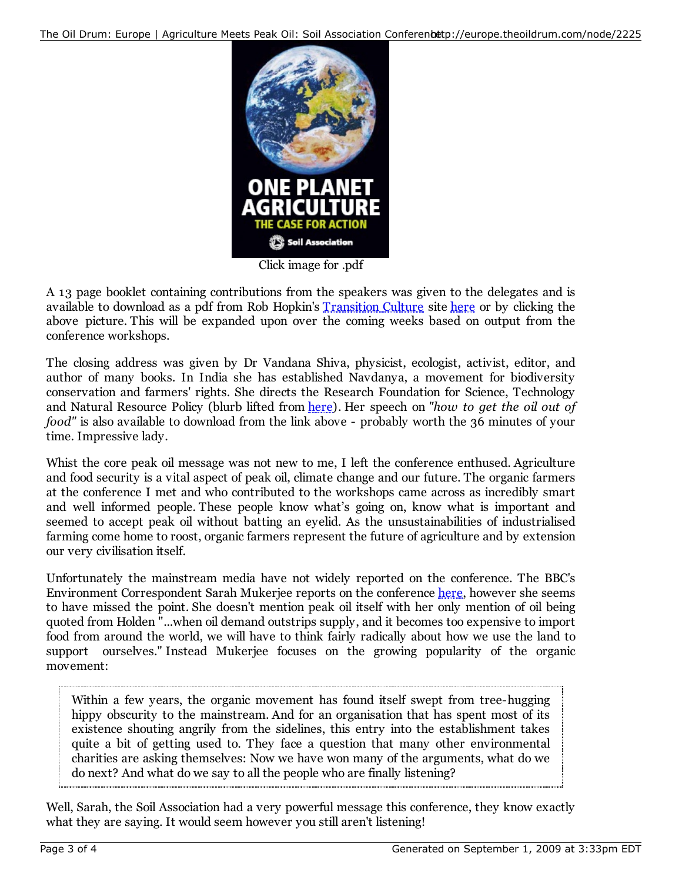Click image for .pdf

A 13 page booklet containing contributions from the speakers was given to the delegates and is available to download as a pdf from Rob Hopkin's Transition Culture site here or by clicking the above picture. This will be expanded upon over the coming weeks based on output from the conference workshops.

The closing address was given by Dr Vandana Shiva, physicist, ecologist, activist, editor, and author of many books. In India she has established Navdanya, a movement for biodiversity conservation and farmers' rights. She directs the Research Foundation for Science, Technology and Natural Resource Policy (blurb lifted from here). Her speech on *"how to get the oil out of food"* is also available to download from the link above - probably worth the 36 minutes of your time. Impressive lady.

Whist the core peak oil message was not new to me, I left the conference enthused. Agriculture and food security is a vital aspect of peak oil, climate change and our future. The organic farmers at the conference I met and who contributed to the workshops came across as incredibly smart and well informed people. These people know what's going on, know what is important and seemed to accept peak oil without batting an eyelid. As the unsustainabilities of industrialised farming come home to roost, organic farmers represent the future of agriculture and by extension our very civilisation itself.

Unfortunately the mainstream media have not widely reported on the conference. The BBC's Environment Correspondent Sarah Mukerjee reports on the conference here, however she seems to have missed the point. She doesn't mention peak oil itself with her only mention of oil being quoted from Holden "...when oil demand outstrips supply, and it becomes too expensive to import food from around the world, we will have to think fairly radically about how we use the land to support ourselves." Instead Mukerjee focuses on the growing popularity of the organic movement:

> Within a few years, the organic movement has found itself swept from tree-hugging hippy obscurity to the mainstream. And for an organisation that has spent most of its existence shouting angrily from the sidelines, this entry into the establishment takes quite a bit of getting used to. They face a question that many other environmental charities are asking themselves: Now we have won many of the arguments, what do we do next? And what do we say to all the people who are finally listening?

Well, Sarah, the Soil Association had a very powerful message this conference, they know exactly what they are saying. It would seem however you still aren't listening!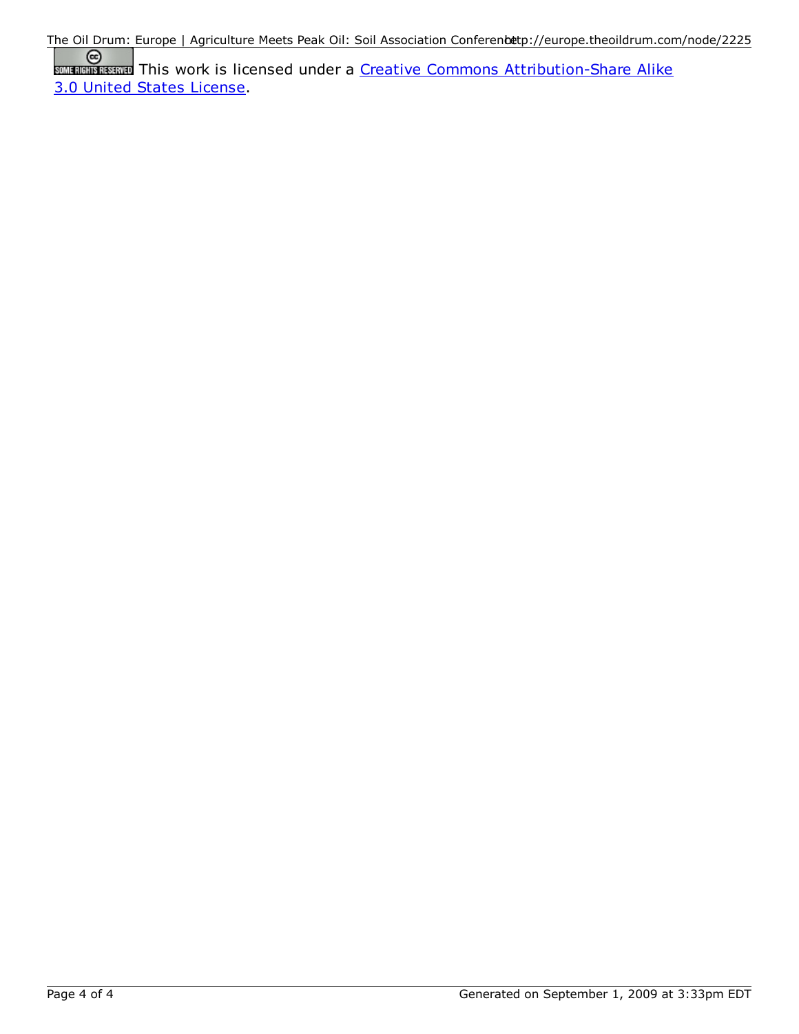This work is licensed under a [Creative Commons Attribution-Share Alike 3.0 United States License](http://creativecommons.org/licenses/by-sa/3.0/us/).